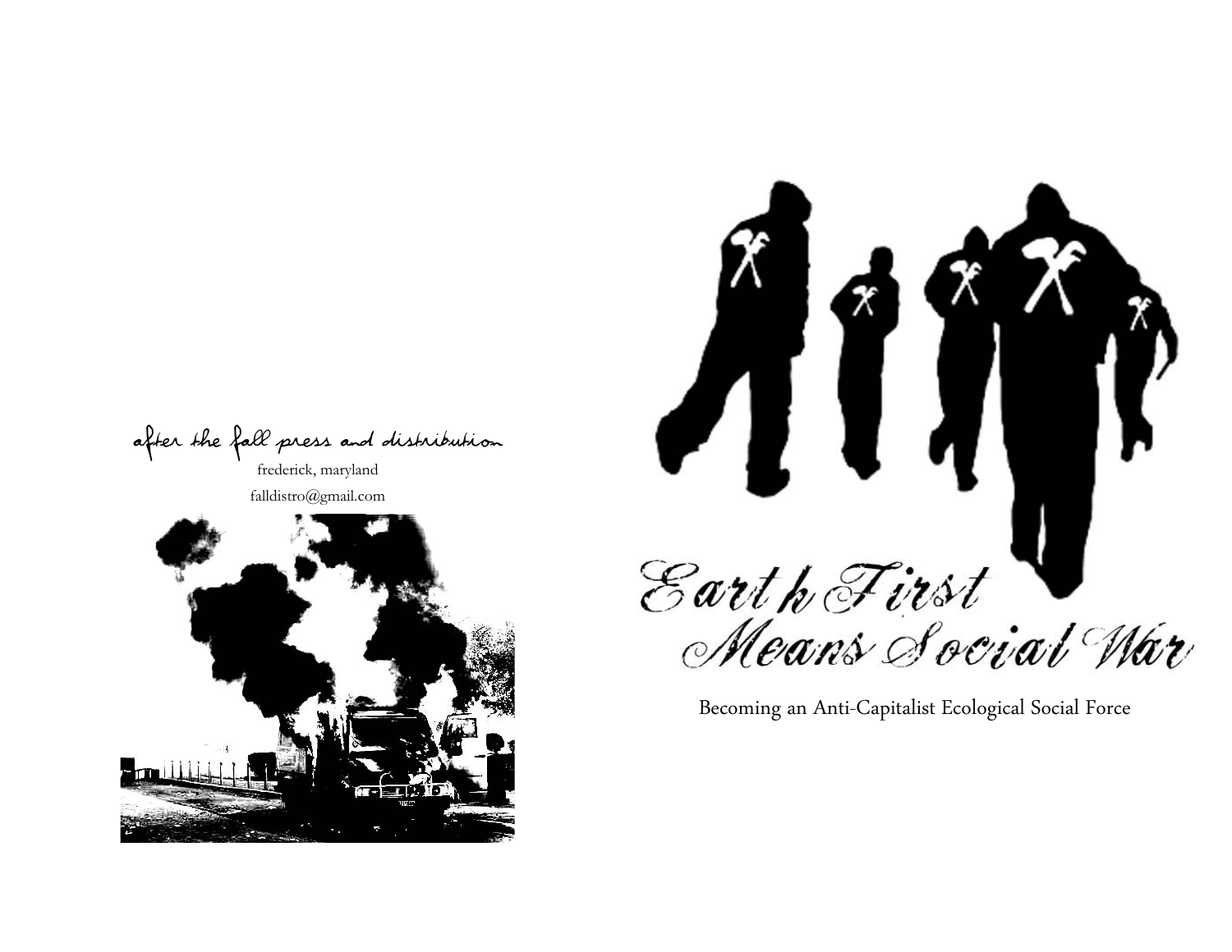after the fall press and distribution

frederick, maryland

falldistro@gmail.com

# Earth First Means Social War

Becoming an Anti-Capitalist Ecological Social Force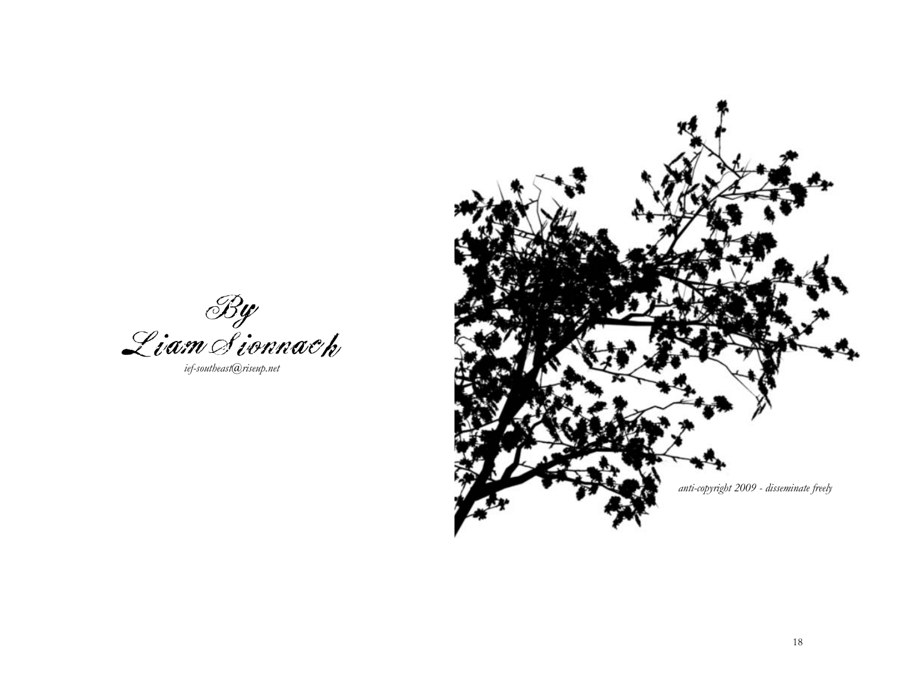*By*
*Liam Sionnach*

*ief-southeast@riseup.net*

*anti-copyright 2009 - disseminate freely*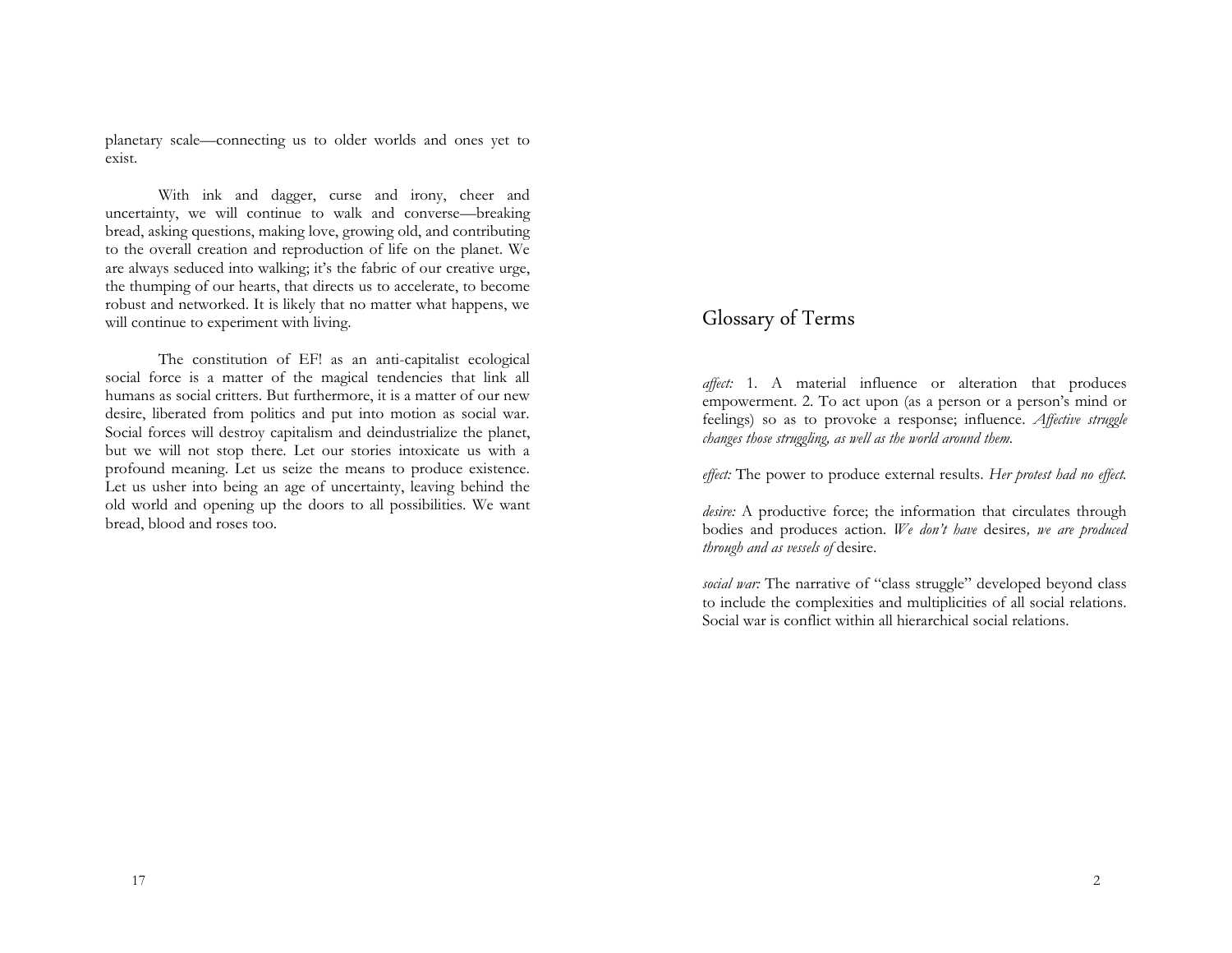planetary scale—connecting us to older worlds and ones yet to exist.

With ink and dagger, curse and irony, cheer and uncertainty, we will continue to walk and converse—breaking bread, asking questions, making love, growing old, and contributing to the overall creation and reproduction of life on the planet. We are always seduced into walking; it's the fabric of our creative urge, the thumping of our hearts, that directs us to accelerate, to become robust and networked. It is likely that no matter what happens, we will continue to experiment with living.

The constitution of EF! as an anti-capitalist ecological social force is a matter of the magical tendencies that link all humans as social critters. But furthermore, it is a matter of our new desire, liberated from politics and put into motion as social war. Social forces will destroy capitalism and deindustrialize the planet, but we will not stop there. Let our stories intoxicate us with a profound meaning. Let us seize the means to produce existence. Let us usher into being an age of uncertainty, leaving behind the old world and opening up the doors to all possibilities. We want bread, blood and roses too.

## Glossary of Terms

*affect:* 1. A material influence or alteration that produces empowerment. 2. To act upon (as a person or a person's mind or feelings) so as to provoke a response; influence. *Affective struggle changes those struggling, as well as the world around them.*

*effect:* The power to produce external results. *Her protest had no effect.*

*desire:* A productive force; the information that circulates through bodies and produces action. *We don't have* desires*, we are produced through and as vessels of* desire.

*social war:* The narrative of "class struggle" developed beyond class to include the complexities and multiplicities of all social relations. Social war is conflict within all hierarchical social relations.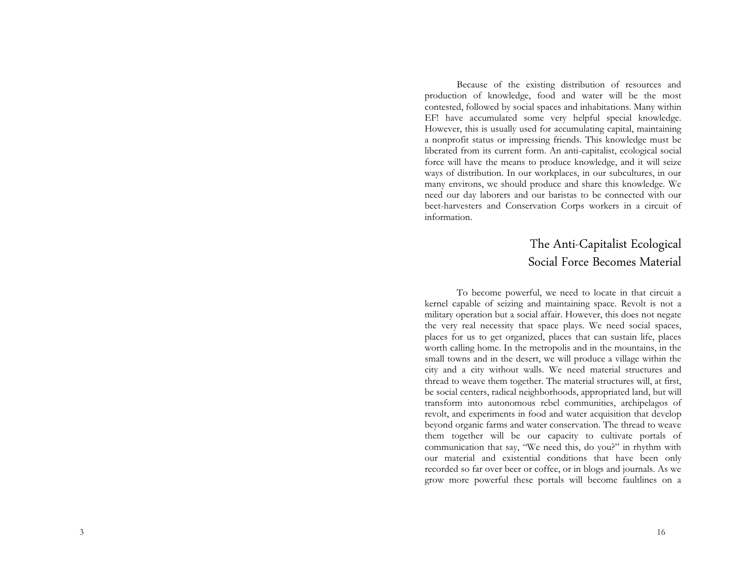Because of the existing distribution of resources and production of knowledge, food and water will be the most contested, followed by social spaces and inhabitations. Many within EF! have accumulated some very helpful special knowledge. However, this is usually used for accumulating capital, maintaining a nonprofit status or impressing friends. This knowledge must be liberated from its current form. An anti-capitalist, ecological social force will have the means to produce knowledge, and it will seize ways of distribution. In our workplaces, in our subcultures, in our many environs, we should produce and share this knowledge. We need our day laborers and our baristas to be connected with our beet-harvesters and Conservation Corps workers in a circuit of information.

## The Anti-Capitalist Ecological Social Force Becomes Material

To become powerful, we need to locate in that circuit a kernel capable of seizing and maintaining space. Revolt is not a military operation but a social affair. However, this does not negate the very real necessity that space plays. We need social spaces, places for us to get organized, places that can sustain life, places worth calling home. In the metropolis and in the mountains, in the small towns and in the desert, we will produce a village within the city and a city without walls. We need material structures and thread to weave them together. The material structures will, at first, be social centers, radical neighborhoods, appropriated land, but will transform into autonomous rebel communities, archipelagos of revolt, and experiments in food and water acquisition that develop beyond organic farms and water conservation. The thread to weave them together will be our capacity to cultivate portals of communication that say, "We need this, do you?" in rhythm with our material and existential conditions that have been only recorded so far over beer or coffee, or in blogs and journals. As we grow more powerful these portals will become faultlines on a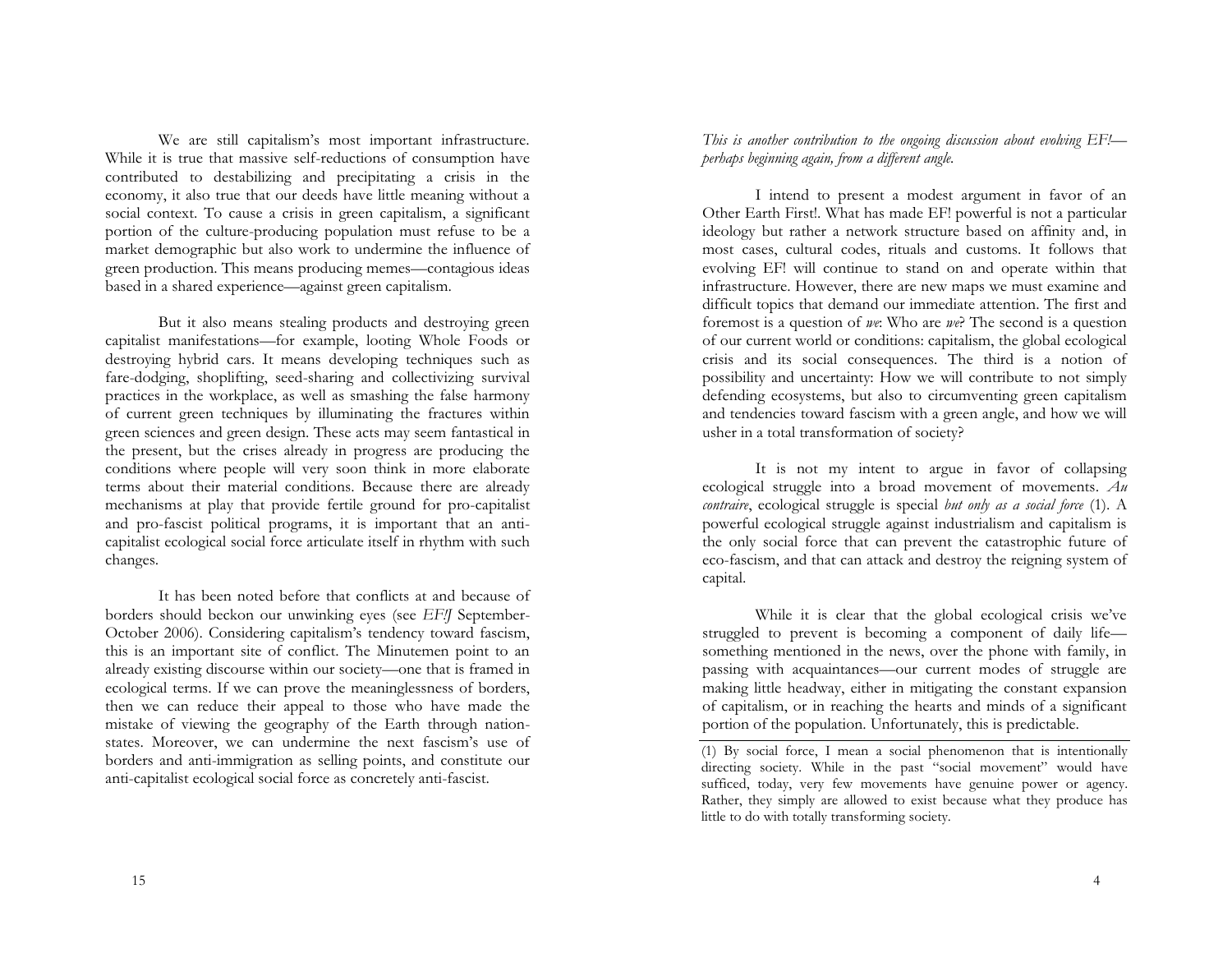We are still capitalism's most important infrastructure. While it is true that massive self-reductions of consumption have contributed to destabilizing and precipitating a crisis in the economy, it also true that our deeds have little meaning without a social context. To cause a crisis in green capitalism, a significant portion of the culture-producing population must refuse to be a market demographic but also work to undermine the influence of green production. This means producing memes—contagious ideas based in a shared experience—against green capitalism.

But it also means stealing products and destroying green capitalist manifestations—for example, looting Whole Foods or destroying hybrid cars. It means developing techniques such as fare-dodging, shoplifting, seed-sharing and collectivizing survival practices in the workplace, as well as smashing the false harmony of current green techniques by illuminating the fractures within green sciences and green design. These acts may seem fantastical in the present, but the crises already in progress are producing the conditions where people will very soon think in more elaborate terms about their material conditions. Because there are already mechanisms at play that provide fertile ground for pro-capitalist and pro-fascist political programs, it is important that an anti-capitalist ecological social force articulate itself in rhythm with such changes.

It has been noted before that conflicts at and because of borders should beckon our unwinking eyes (see *EF!J* September-October 2006). Considering capitalism's tendency toward fascism, this is an important site of conflict. The Minutemen point to an already existing discourse within our society—one that is framed in ecological terms. If we can prove the meaninglessness of borders, then we can reduce their appeal to those who have made the mistake of viewing the geography of the Earth through nation-states. Moreover, we can undermine the next fascism's use of borders and anti-immigration as selling points, and constitute our anti-capitalist ecological social force as concretely anti-fascist.

*This is another contribution to the ongoing discussion about evolving EF!—perhaps beginning again, from a different angle.*

I intend to present a modest argument in favor of an Other Earth First!. What has made EF! powerful is not a particular ideology but rather a network structure based on affinity and, in most cases, cultural codes, rituals and customs. It follows that evolving EF! will continue to stand on and operate within that infrastructure. However, there are new maps we must examine and difficult topics that demand our immediate attention. The first and foremost is a question of *we*: Who are *we*? The second is a question of our current world or conditions: capitalism, the global ecological crisis and its social consequences. The third is a notion of possibility and uncertainty: How we will contribute to not simply defending ecosystems, but also to circumventing green capitalism and tendencies toward fascism with a green angle, and how we will usher in a total transformation of society?

It is not my intent to argue in favor of collapsing ecological struggle into a broad movement of movements. *Au contraire*, ecological struggle is special *but only as a social force* (1). A powerful ecological struggle against industrialism and capitalism is the only social force that can prevent the catastrophic future of eco-fascism, and that can attack and destroy the reigning system of capital.

While it is clear that the global ecological crisis we've struggled to prevent is becoming a component of daily life—something mentioned in the news, over the phone with family, in passing with acquaintances—our current modes of struggle are making little headway, either in mitigating the constant expansion of capitalism, or in reaching the hearts and minds of a significant portion of the population. Unfortunately, this is predictable.

(1) By social force, I mean a social phenomenon that is intentionally directing society. While in the past "social movement" would have sufficed, today, very few movements have genuine power or agency. Rather, they simply are allowed to exist because what they produce has little to do with totally transforming society.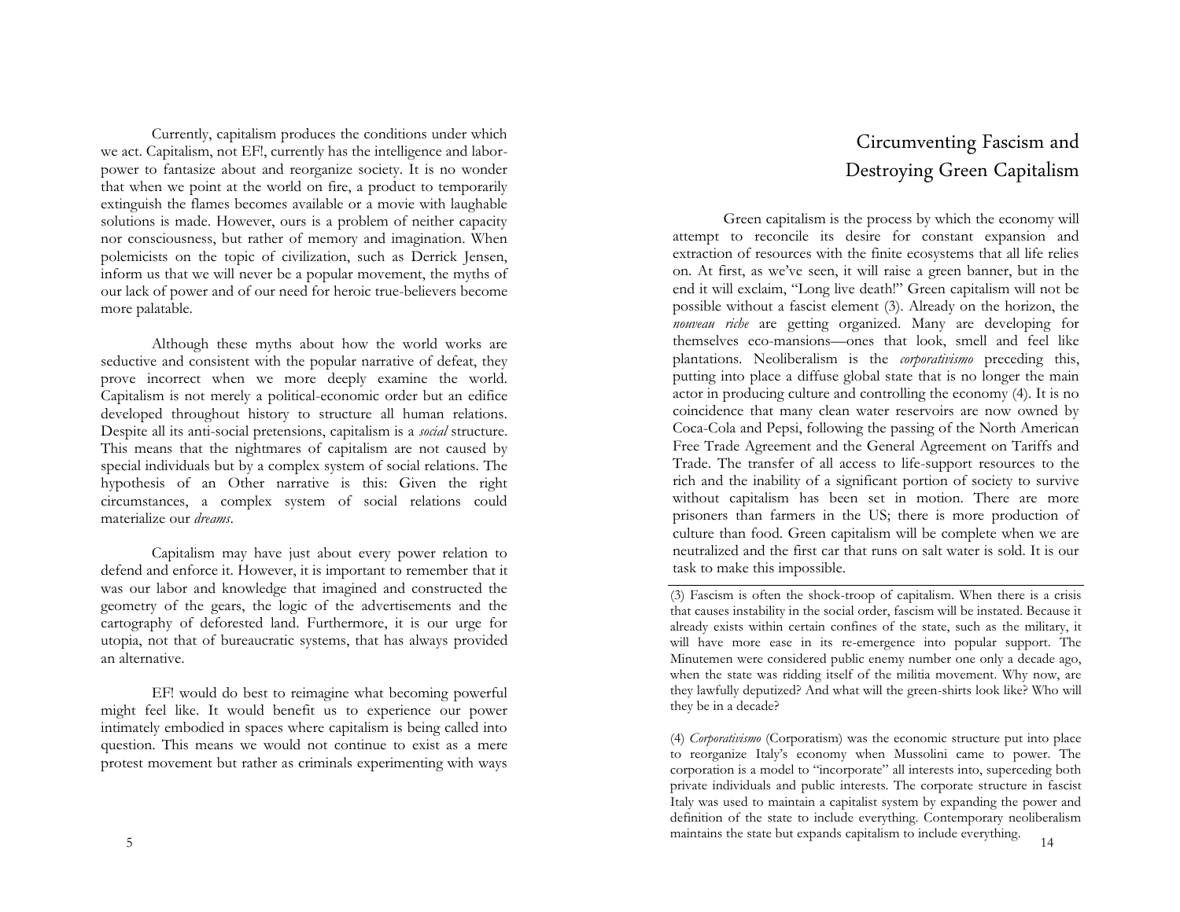Currently, capitalism produces the conditions under which we act. Capitalism, not EF!, currently has the intelligence and labor-power to fantasize about and reorganize society. It is no wonder that when we point at the world on fire, a product to temporarily extinguish the flames becomes available or a movie with laughable solutions is made. However, ours is a problem of neither capacity nor consciousness, but rather of memory and imagination. When polemicists on the topic of civilization, such as Derrick Jensen, inform us that we will never be a popular movement, the myths of our lack of power and of our need for heroic true-believers become more palatable.

Although these myths about how the world works are seductive and consistent with the popular narrative of defeat, they prove incorrect when we more deeply examine the world. Capitalism is not merely a political-economic order but an edifice developed throughout history to structure all human relations. Despite all its anti-social pretensions, capitalism is a *social* structure. This means that the nightmares of capitalism are not caused by special individuals but by a complex system of social relations. The hypothesis of an Other narrative is this: Given the right circumstances, a complex system of social relations could materialize our *dreams*.

Capitalism may have just about every power relation to defend and enforce it. However, it is important to remember that it was our labor and knowledge that imagined and constructed the geometry of the gears, the logic of the advertisements and the cartography of deforested land. Furthermore, it is our urge for utopia, not that of bureaucratic systems, that has always provided an alternative.

EF! would do best to reimagine what becoming powerful might feel like. It would benefit us to experience our power intimately embodied in spaces where capitalism is being called into question. This means we would not continue to exist as a mere protest movement but rather as criminals experimenting with ways

# Circumventing Fascism and Destroying Green Capitalism

Green capitalism is the process by which the economy will attempt to reconcile its desire for constant expansion and extraction of resources with the finite ecosystems that all life relies on. At first, as we've seen, it will raise a green banner, but in the end it will exclaim, "Long live death!" Green capitalism will not be possible without a fascist element (3). Already on the horizon, the *nouveau riche* are getting organized. Many are developing for themselves eco-mansions—ones that look, smell and feel like plantations. Neoliberalism is the *corporativismo* preceding this, putting into place a diffuse global state that is no longer the main actor in producing culture and controlling the economy (4). It is no coincidence that many clean water reservoirs are now owned by Coca-Cola and Pepsi, following the passing of the North American Free Trade Agreement and the General Agreement on Tariffs and Trade. The transfer of all access to life-support resources to the rich and the inability of a significant portion of society to survive without capitalism has been set in motion. There are more prisoners than farmers in the US; there is more production of culture than food. Green capitalism will be complete when we are neutralized and the first car that runs on salt water is sold. It is our task to make this impossible.

(3) Fascism is often the shock-troop of capitalism. When there is a crisis that causes instability in the social order, fascism will be instated. Because it already exists within certain confines of the state, such as the military, it will have more ease in its re-emergence into popular support. The Minutemen were considered public enemy number one only a decade ago, when the state was ridding itself of the militia movement. Why now, are they lawfully deputized? And what will the green-shirts look like? Who will they be in a decade?

(4) *Corporativismo* (Corporatism) was the economic structure put into place to reorganize Italy's economy when Mussolini came to power. The corporation is a model to "incorporate" all interests into, superceding both private individuals and public interests. The corporate structure in fascist Italy was used to maintain a capitalist system by expanding the power and definition of the state to include everything. Contemporary neoliberalism maintains the state but expands capitalism to include everything.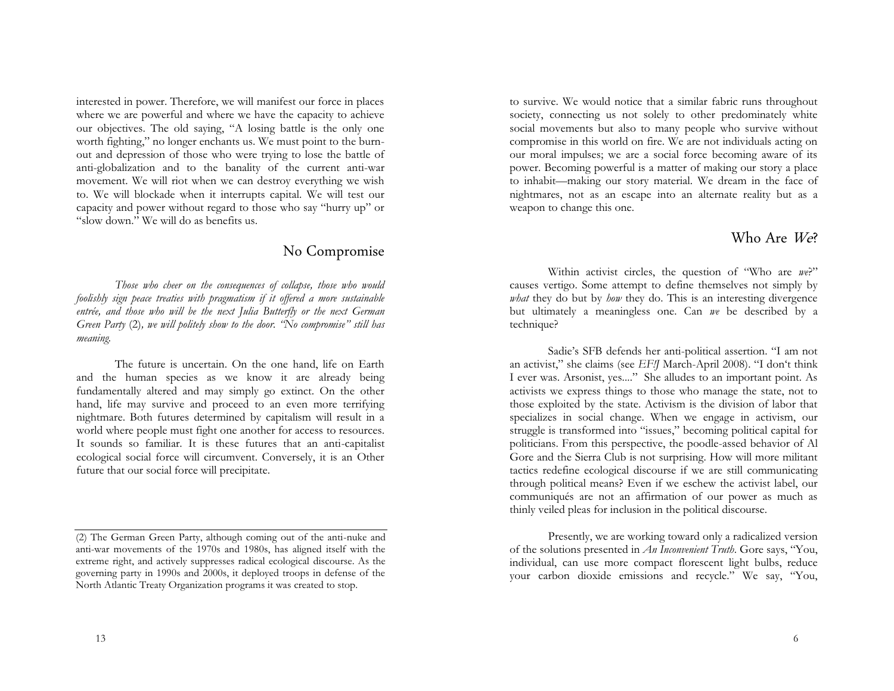interested in power. Therefore, we will manifest our force in places where we are powerful and where we have the capacity to achieve our objectives. The old saying, "A losing battle is the only one worth fighting," no longer enchants us. We must point to the burn-out and depression of those who were trying to lose the battle of anti-globalization and to the banality of the current anti-war movement. We will riot when we can destroy everything we wish to. We will blockade when it interrupts capital. We will test our capacity and power without regard to those who say "hurry up" or "slow down." We will do as benefits us.

## No Compromise

*Those who cheer on the consequences of collapse, those who would foolishly sign peace treaties with pragmatism if it offered a more sustainable entrée, and those who will be the next Julia Butterfly or the next German Green Party* (2)*, we will politely show to the door. "No compromise" still has meaning.*

The future is uncertain. On the one hand, life on Earth and the human species as we know it are already being fundamentally altered and may simply go extinct. On the other hand, life may survive and proceed to an even more terrifying nightmare. Both futures determined by capitalism will result in a world where people must fight one another for access to resources. It sounds so familiar. It is these futures that an anti-capitalist ecological social force will circumvent. Conversely, it is an Other future that our social force will precipitate.

(2) The German Green Party, although coming out of the anti-nuke and anti-war movements of the 1970s and 1980s, has aligned itself with the extreme right, and actively suppresses radical ecological discourse. As the governing party in 1990s and 2000s, it deployed troops in defense of the North Atlantic Treaty Organization programs it was created to stop.

to survive. We would notice that a similar fabric runs throughout society, connecting us not solely to other predominately white social movements but also to many people who survive without compromise in this world on fire. We are not individuals acting on our moral impulses; we are a social force becoming aware of its power. Becoming powerful is a matter of making our story a place to inhabit—making our story material. We dream in the face of nightmares, not as an escape into an alternate reality but as a weapon to change this one.

## Who Are *We*?

Within activist circles, the question of "Who are *we*?" causes vertigo. Some attempt to define themselves not simply by *what* they do but by *how* they do. This is an interesting divergence but ultimately a meaningless one. Can *we* be described by a technique?

Sadie's SFB defends her anti-political assertion. "I am not an activist," she claims (see *EF!J* March-April 2008). "I don't think I ever was. Arsonist, yes...." She alludes to an important point. As activists we express things to those who manage the state, not to those exploited by the state. Activism is the division of labor that specializes in social change. When we engage in activism, our struggle is transformed into "issues," becoming political capital for politicians. From this perspective, the poodle-assed behavior of Al Gore and the Sierra Club is not surprising. How will more militant tactics redefine ecological discourse if we are still communicating through political means? Even if we eschew the activist label, our communiqués are not an affirmation of our power as much as thinly veiled pleas for inclusion in the political discourse.

Presently, we are working toward only a radicalized version of the solutions presented in *An Inconvenient Truth*. Gore says, "You, individual, can use more compact florescent light bulbs, reduce your carbon dioxide emissions and recycle." We say, "You,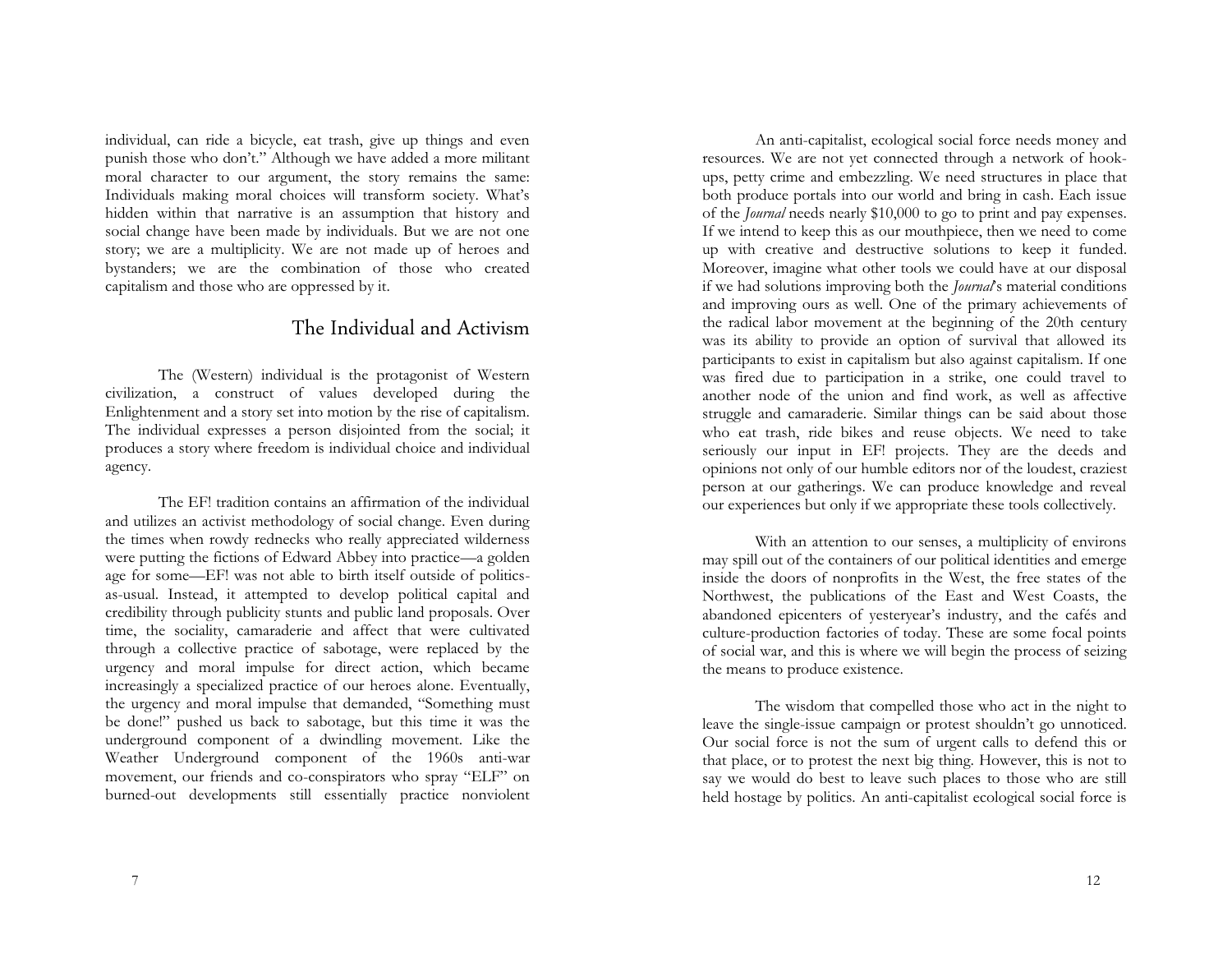individual, can ride a bicycle, eat trash, give up things and even punish those who don't." Although we have added a more militant moral character to our argument, the story remains the same: Individuals making moral choices will transform society. What's hidden within that narrative is an assumption that history and social change have been made by individuals. But we are not one story; we are a multiplicity. We are not made up of heroes and bystanders; we are the combination of those who created capitalism and those who are oppressed by it.

## The Individual and Activism

The (Western) individual is the protagonist of Western civilization, a construct of values developed during the Enlightenment and a story set into motion by the rise of capitalism. The individual expresses a person disjointed from the social; it produces a story where freedom is individual choice and individual agency.

The EF! tradition contains an affirmation of the individual and utilizes an activist methodology of social change. Even during the times when rowdy rednecks who really appreciated wilderness were putting the fictions of Edward Abbey into practice—a golden age for some—EF! was not able to birth itself outside of politics-as-usual. Instead, it attempted to develop political capital and credibility through publicity stunts and public land proposals. Over time, the sociality, camaraderie and affect that were cultivated through a collective practice of sabotage, were replaced by the urgency and moral impulse for direct action, which became increasingly a specialized practice of our heroes alone. Eventually, the urgency and moral impulse that demanded, "Something must be done!" pushed us back to sabotage, but this time it was the underground component of a dwindling movement. Like the Weather Underground component of the 1960s anti-war movement, our friends and co-conspirators who spray "ELF" on burned-out developments still essentially practice nonviolent

An anti-capitalist, ecological social force needs money and resources. We are not yet connected through a network of hook-ups, petty crime and embezzling. We need structures in place that both produce portals into our world and bring in cash. Each issue of the *Journal* needs nearly $10,000 to go to print and pay expenses. If we intend to keep this as our mouthpiece, then we need to come up with creative and destructive solutions to keep it funded. Moreover, imagine what other tools we could have at our disposal if we had solutions improving both the *Journal*'s material conditions and improving ours as well. One of the primary achievements of the radical labor movement at the beginning of the 20th century was its ability to provide an option of survival that allowed its participants to exist in capitalism but also against capitalism. If one was fired due to participation in a strike, one could travel to another node of the union and find work, as well as affective struggle and camaraderie. Similar things can be said about those who eat trash, ride bikes and reuse objects. We need to take seriously our input in EF! projects. They are the deeds and opinions not only of our humble editors nor of the loudest, craziest person at our gatherings. We can produce knowledge and reveal our experiences but only if we appropriate these tools collectively.

With an attention to our senses, a multiplicity of environs may spill out of the containers of our political identities and emerge inside the doors of nonprofits in the West, the free states of the Northwest, the publications of the East and West Coasts, the abandoned epicenters of yesteryear's industry, and the cafés and culture-production factories of today. These are some focal points of social war, and this is where we will begin the process of seizing the means to produce existence.

The wisdom that compelled those who act in the night to leave the single-issue campaign or protest shouldn't go unnoticed. Our social force is not the sum of urgent calls to defend this or that place, or to protest the next big thing. However, this is not to say we would do best to leave such places to those who are still held hostage by politics. An anti-capitalist ecological social force is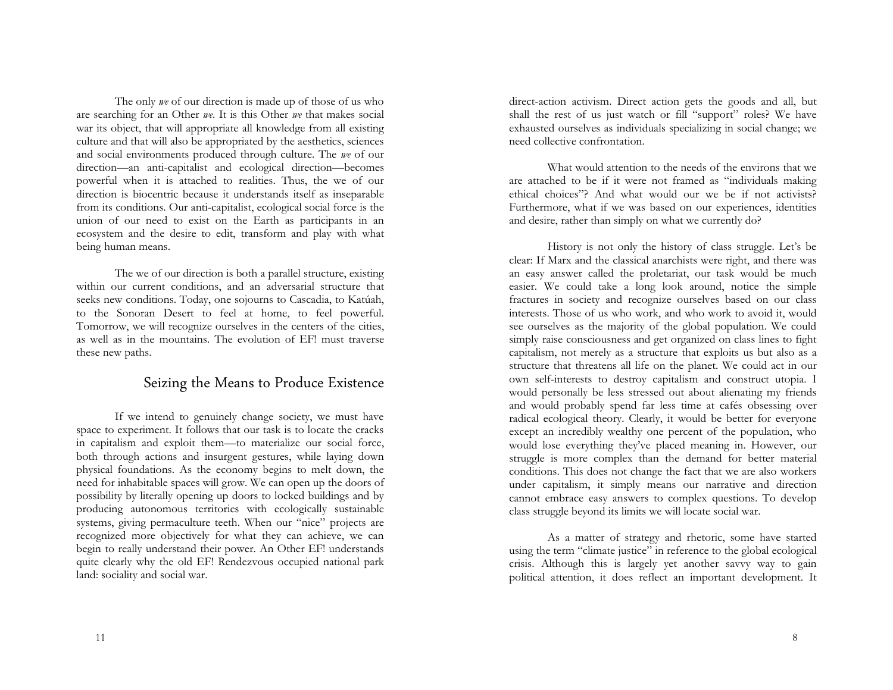The only *we* of our direction is made up of those of us who are searching for an Other *we*. It is this Other *we* that makes social war its object, that will appropriate all knowledge from all existing culture and that will also be appropriated by the aesthetics, sciences and social environments produced through culture. The *we* of our direction—an anti-capitalist and ecological direction—becomes powerful when it is attached to realities. Thus, the we of our direction is biocentric because it understands itself as inseparable from its conditions. Our anti-capitalist, ecological social force is the union of our need to exist on the Earth as participants in an ecosystem and the desire to edit, transform and play with what being human means.

The we of our direction is both a parallel structure, existing within our current conditions, and an adversarial structure that seeks new conditions. Today, one sojourns to Cascadia, to Katúah, to the Sonoran Desert to feel at home, to feel powerful. Tomorrow, we will recognize ourselves in the centers of the cities, as well as in the mountains. The evolution of EF! must traverse these new paths.

## Seizing the Means to Produce Existence

If we intend to genuinely change society, we must have space to experiment. It follows that our task is to locate the cracks in capitalism and exploit them—to materialize our social force, both through actions and insurgent gestures, while laying down physical foundations. As the economy begins to melt down, the need for inhabitable spaces will grow. We can open up the doors of possibility by literally opening up doors to locked buildings and by producing autonomous territories with ecologically sustainable systems, giving permaculture teeth. When our "nice" projects are recognized more objectively for what they can achieve, we can begin to really understand their power. An Other EF! understands quite clearly why the old EF! Rendezvous occupied national park land: sociality and social war.

direct-action activism. Direct action gets the goods and all, but shall the rest of us just watch or fill "support" roles? We have exhausted ourselves as individuals specializing in social change; we need collective confrontation.

What would attention to the needs of the environs that we are attached to be if it were not framed as "individuals making ethical choices"? And what would our we be if not activists? Furthermore, what if we was based on our experiences, identities and desire, rather than simply on what we currently do?

History is not only the history of class struggle. Let's be clear: If Marx and the classical anarchists were right, and there was an easy answer called the proletariat, our task would be much easier. We could take a long look around, notice the simple fractures in society and recognize ourselves based on our class interests. Those of us who work, and who work to avoid it, would see ourselves as the majority of the global population. We could simply raise consciousness and get organized on class lines to fight capitalism, not merely as a structure that exploits us but also as a structure that threatens all life on the planet. We could act in our own self-interests to destroy capitalism and construct utopia. I would personally be less stressed out about alienating my friends and would probably spend far less time at cafés obsessing over radical ecological theory. Clearly, it would be better for everyone except an incredibly wealthy one percent of the population, who would lose everything they've placed meaning in. However, our struggle is more complex than the demand for better material conditions. This does not change the fact that we are also workers under capitalism, it simply means our narrative and direction cannot embrace easy answers to complex questions. To develop class struggle beyond its limits we will locate social war.

As a matter of strategy and rhetoric, some have started using the term "climate justice" in reference to the global ecological crisis. Although this is largely yet another savvy way to gain political attention, it does reflect an important development. It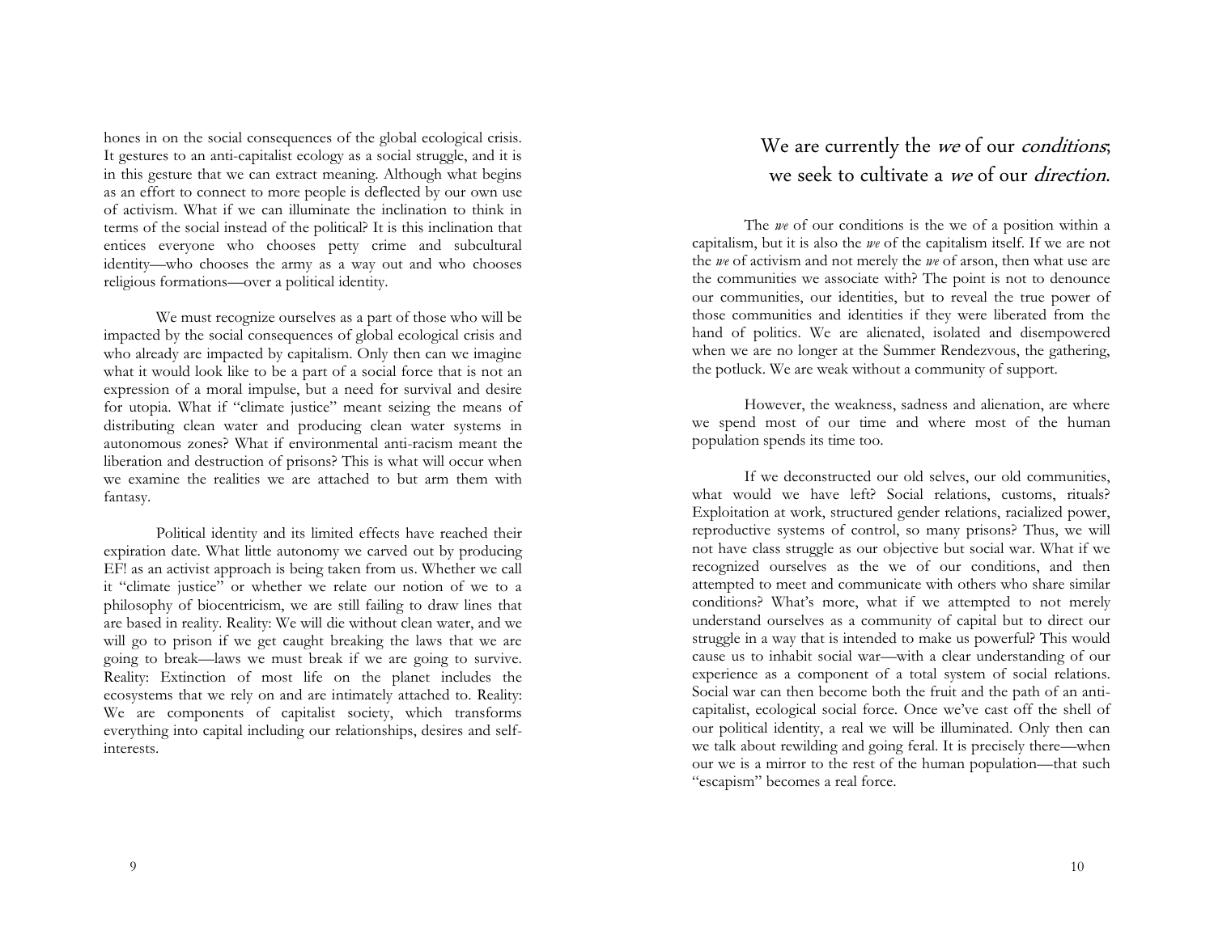hones in on the social consequences of the global ecological crisis. It gestures to an anti-capitalist ecology as a social struggle, and it is in this gesture that we can extract meaning. Although what begins as an effort to connect to more people is deflected by our own use of activism. What if we can illuminate the inclination to think in terms of the social instead of the political? It is this inclination that entices everyone who chooses petty crime and subcultural identity—who chooses the army as a way out and who chooses religious formations—over a political identity.

We must recognize ourselves as a part of those who will be impacted by the social consequences of global ecological crisis and who already are impacted by capitalism. Only then can we imagine what it would look like to be a part of a social force that is not an expression of a moral impulse, but a need for survival and desire for utopia. What if "climate justice" meant seizing the means of distributing clean water and producing clean water systems in autonomous zones? What if environmental anti-racism meant the liberation and destruction of prisons? This is what will occur when we examine the realities we are attached to but arm them with fantasy.

Political identity and its limited effects have reached their expiration date. What little autonomy we carved out by producing EF! as an activist approach is being taken from us. Whether we call it "climate justice" or whether we relate our notion of we to a philosophy of biocentricism, we are still failing to draw lines that are based in reality. Reality: We will die without clean water, and we will go to prison if we get caught breaking the laws that we are going to break—laws we must break if we are going to survive. Reality: Extinction of most life on the planet includes the ecosystems that we rely on and are intimately attached to. Reality: We are components of capitalist society, which transforms everything into capital including our relationships, desires and self-interests.

## We are currently the *we* of our *conditions*; we seek to cultivate a *we* of our *direction*.

The *we* of our conditions is the we of a position within a capitalism, but it is also the *we* of the capitalism itself. If we are not the *we* of activism and not merely the *we* of arson, then what use are the communities we associate with? The point is not to denounce our communities, our identities, but to reveal the true power of those communities and identities if they were liberated from the hand of politics. We are alienated, isolated and disempowered when we are no longer at the Summer Rendezvous, the gathering, the potluck. We are weak without a community of support.

However, the weakness, sadness and alienation, are where we spend most of our time and where most of the human population spends its time too.

If we deconstructed our old selves, our old communities, what would we have left? Social relations, customs, rituals? Exploitation at work, structured gender relations, racialized power, reproductive systems of control, so many prisons? Thus, we will not have class struggle as our objective but social war. What if we recognized ourselves as the we of our conditions, and then attempted to meet and communicate with others who share similar conditions? What's more, what if we attempted to not merely understand ourselves as a community of capital but to direct our struggle in a way that is intended to make us powerful? This would cause us to inhabit social war—with a clear understanding of our experience as a component of a total system of social relations. Social war can then become both the fruit and the path of an anti-capitalist, ecological social force. Once we've cast off the shell of our political identity, a real we will be illuminated. Only then can we talk about rewilding and going feral. It is precisely there—when our we is a mirror to the rest of the human population—that such "escapism" becomes a real force.